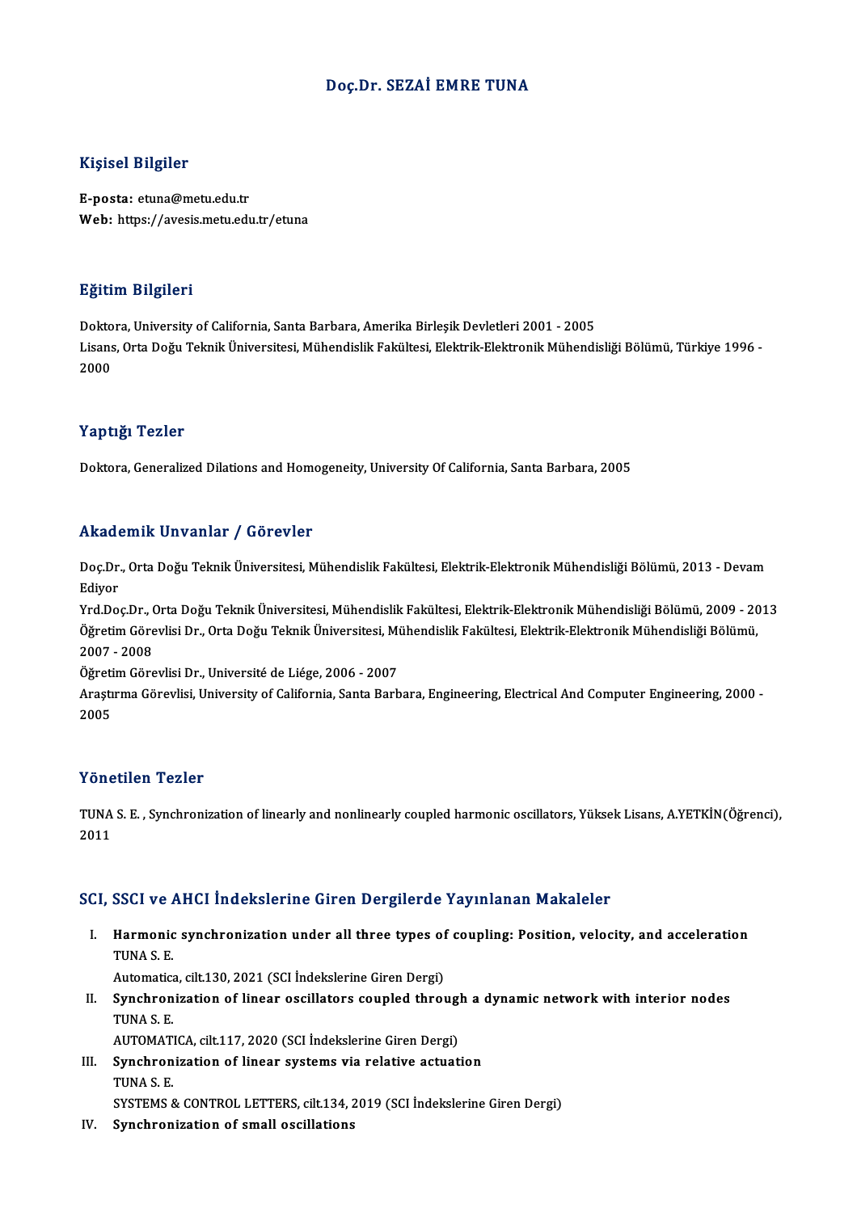# Doç.Dr. SEZAİ EMRE TUNA

## Kişisel Bilgiler

**E-posta:** etuna@metu.edu.tr
**Web:** https://avesis.metu.edu.tr/etuna

## Eğitim Bilgileri

Doktora, University of California, Santa Barbara, Amerika Birleşik Devletleri 2001 - 2005
Lisans, Orta Doğu Teknik Üniversitesi, Mühendislik Fakültesi, Elektrik-Elektronik Mühendisliği Bölümü, Türkiye 1996 - 2000

## Yaptığı Tezler

Doktora, Generalized Dilations and Homogeneity, University Of California, Santa Barbara, 2005

## Akademik Unvanlar / Görevler

Doç.Dr., Orta Doğu Teknik Üniversitesi, Mühendislik Fakültesi, Elektrik-Elektronik Mühendisliği Bölümü, 2013 - Devam Ediyor
Yrd.Doç.Dr., Orta Doğu Teknik Üniversitesi, Mühendislik Fakültesi, Elektrik-Elektronik Mühendisliği Bölümü, 2009 - 2013
Öğretim Görevlisi Dr., Orta Doğu Teknik Üniversitesi, Mühendislik Fakültesi, Elektrik-Elektronik Mühendisliği Bölümü, 2007 - 2008
Öğretim Görevlisi Dr., Université de Liége, 2006 - 2007
Araştırma Görevlisi, University of California, Santa Barbara, Engineering, Electrical And Computer Engineering, 2000 - 2005

## Yönetilen Tezler

TUNA S. E. , Synchronization of linearly and nonlinearly coupled harmonic oscillators, Yüksek Lisans, A.YETKİN(Öğrenci), 2011

## SCI, SSCI ve AHCI İndekslerine Giren Dergilerde Yayınlanan Makaleler

I. **Harmonic synchronization under all three types of coupling: Position, velocity, and acceleration**
TUNA S. E.
Automatica, cilt.130, 2021 (SCI İndekslerine Giren Dergi)

II. **Synchronization of linear oscillators coupled through a dynamic network with interior nodes**
TUNA S. E.
AUTOMATICA, cilt.117, 2020 (SCI İndekslerine Giren Dergi)

III. **Synchronization of linear systems via relative actuation**
TUNA S. E.
SYSTEMS & CONTROL LETTERS, cilt.134, 2019 (SCI İndekslerine Giren Dergi)

IV. **Synchronization of small oscillations**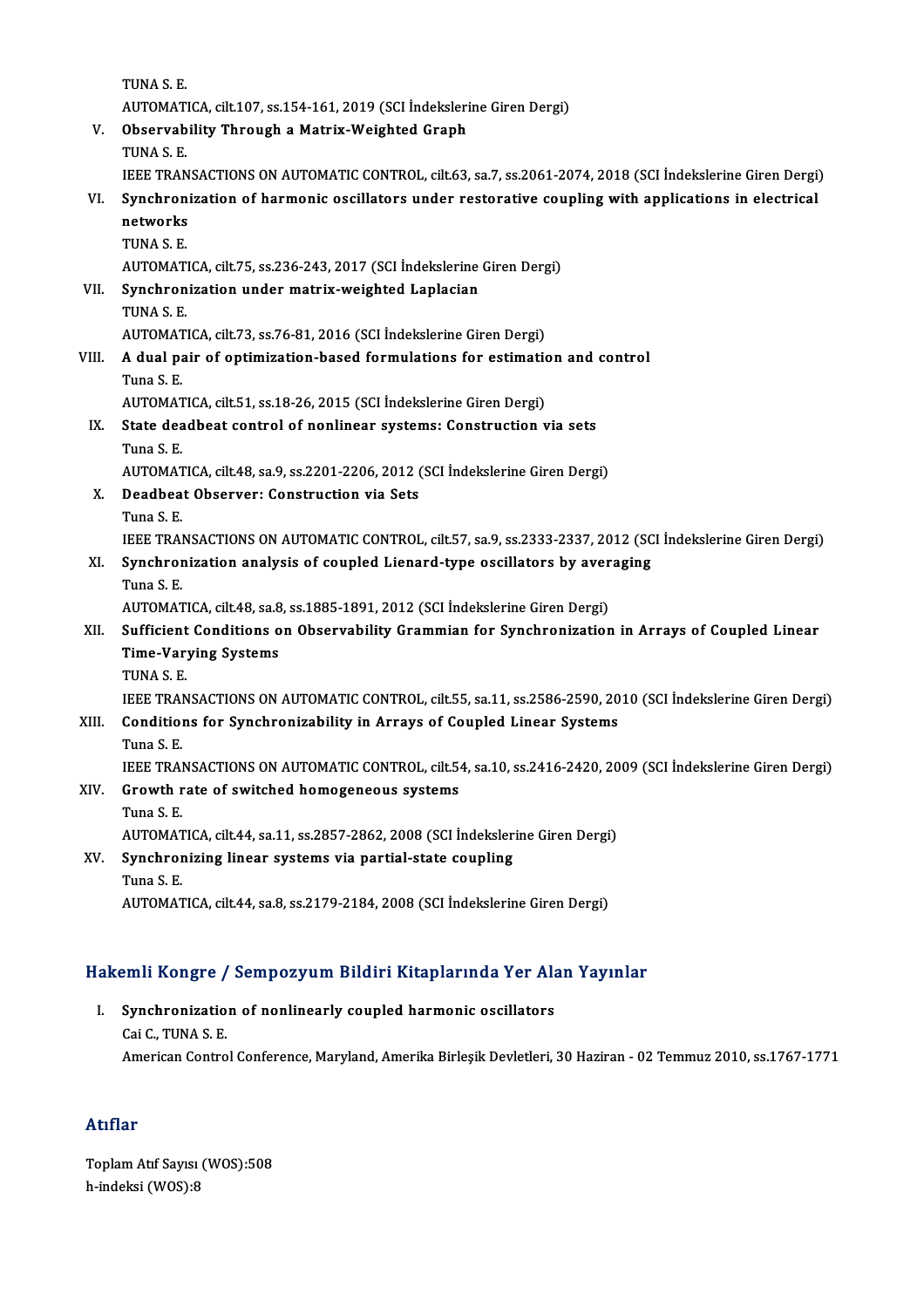TUNA S. E.
AUTOMATICA, cilt.107, ss.154-161, 2019 (SCI İndekslerine Giren Dergi)

V. **Observability Through a Matrix-Weighted Graph**
TUNA S. E.
IEEE TRANSACTIONS ON AUTOMATIC CONTROL, cilt.63, sa.7, ss.2061-2074, 2018 (SCI İndekslerine Giren Dergi)

VI. **Synchronization of harmonic oscillators under restorative coupling with applications in electrical networks**
TUNA S. E.
AUTOMATICA, cilt.75, ss.236-243, 2017 (SCI İndekslerine Giren Dergi)

VII. **Synchronization under matrix-weighted Laplacian**
TUNA S. E.
AUTOMATICA, cilt.73, ss.76-81, 2016 (SCI İndekslerine Giren Dergi)

VIII. **A dual pair of optimization-based formulations for estimation and control**
Tuna S. E.
AUTOMATICA, cilt.51, ss.18-26, 2015 (SCI İndekslerine Giren Dergi)

IX. **State deadbeat control of nonlinear systems: Construction via sets**
Tuna S. E.
AUTOMATICA, cilt.48, sa.9, ss.2201-2206, 2012 (SCI İndekslerine Giren Dergi)

X. **Deadbeat Observer: Construction via Sets**
Tuna S. E.
IEEE TRANSACTIONS ON AUTOMATIC CONTROL, cilt.57, sa.9, ss.2333-2337, 2012 (SCI İndekslerine Giren Dergi)

XI. **Synchronization analysis of coupled Lienard-type oscillators by averaging**
Tuna S. E.
AUTOMATICA, cilt.48, sa.8, ss.1885-1891, 2012 (SCI İndekslerine Giren Dergi)

XII. **Sufficient Conditions on Observability Grammian for Synchronization in Arrays of Coupled Linear Time-Varying Systems**
TUNA S. E.
IEEE TRANSACTIONS ON AUTOMATIC CONTROL, cilt.55, sa.11, ss.2586-2590, 2010 (SCI İndekslerine Giren Dergi)

XIII. **Conditions for Synchronizability in Arrays of Coupled Linear Systems**
Tuna S. E.
IEEE TRANSACTIONS ON AUTOMATIC CONTROL, cilt.54, sa.10, ss.2416-2420, 2009 (SCI İndekslerine Giren Dergi)

XIV. **Growth rate of switched homogeneous systems**
Tuna S. E.
AUTOMATICA, cilt.44, sa.11, ss.2857-2862, 2008 (SCI İndekslerine Giren Dergi)

XV. **Synchronizing linear systems via partial-state coupling**
Tuna S. E.
AUTOMATICA, cilt.44, sa.8, ss.2179-2184, 2008 (SCI İndekslerine Giren Dergi)

## Hakemli Kongre / Sempozyum Bildiri Kitaplarında Yer Alan Yayınlar

I. **Synchronization of nonlinearly coupled harmonic oscillators**
Cai C., TUNA S. E.
American Control Conference, Maryland, Amerika Birleşik Devletleri, 30 Haziran - 02 Temmuz 2010, ss.1767-1771

## Atıflar

Toplam Atıf Sayısı (WOS):508
h-indeksi (WOS):8